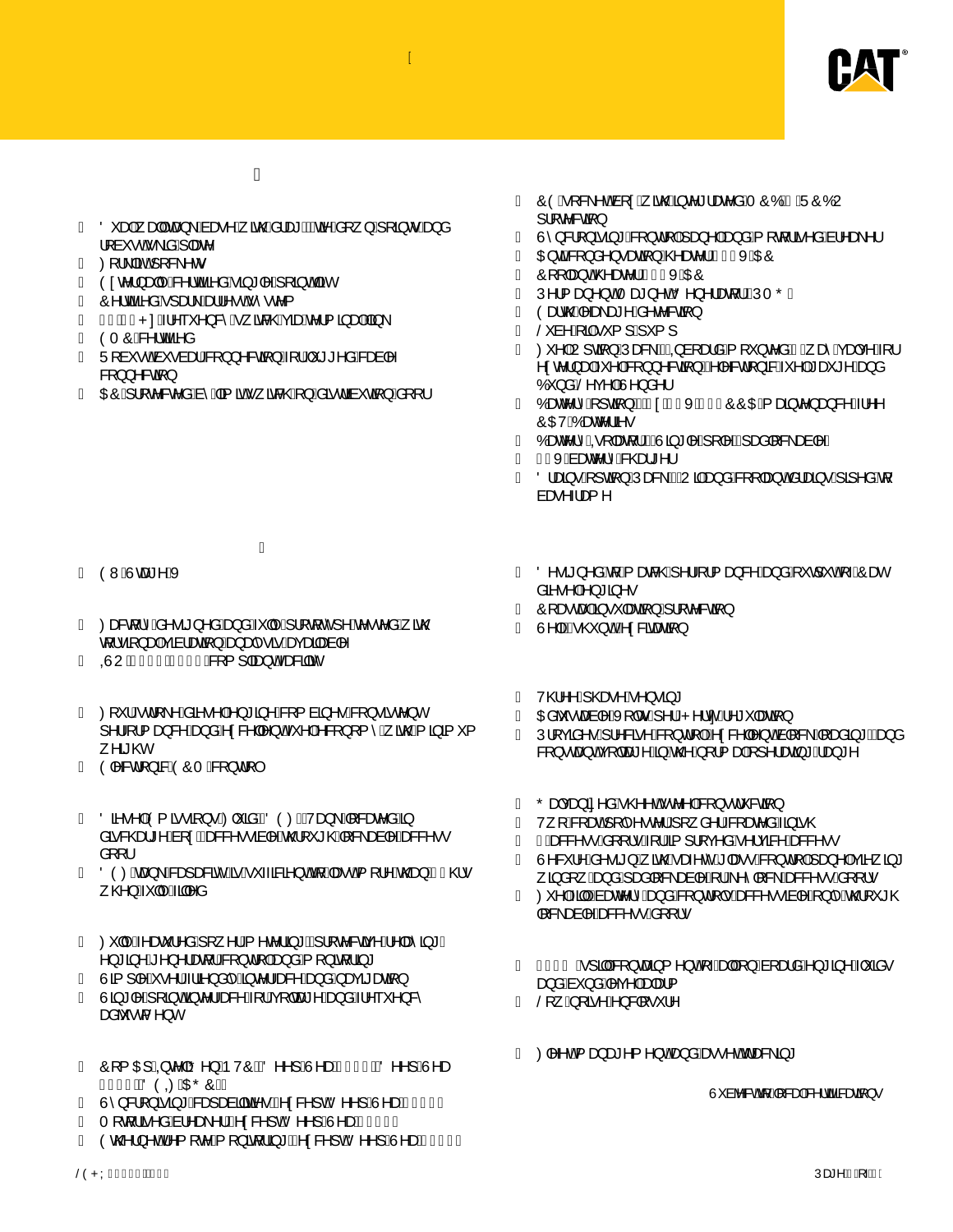- Dual wall tank base with drag, lift, tie down points and robust skid plate
- Forklift pockets
- Externally certified single point lift
- Certified spark arrestor system
- Hz frequency switch via terminal link
- EMC certified
- Robust busbar for connection of rugged cable connection
- AC protected by film with on distribution door

- EU Stage V
- Factory designed and fully prototype tested with torsional vibration analysis available
- ISO compliant
- Four stroke diesel engine combines consistent performance and excellent fuel economy with minimum weight
- Electronic ECM control
- Diesel Emissions Fluid (DEF) Tank located in discharge box, accessible through lockable access door
- DEF tank capacity is sufficient to last more than hrs when fully filled
- Full featured power metering, protective relaying, engine/generator control and monitoring
- Simple user friendly interface and navigation
- Single point interface for voltage and frequency adjustment
- ComAp InteliLite NTC, Deep Sea, Deep Sea, DEIF AGC
- Synchronising capabilities (Except Deep Sea)
- Motorized breaker (Except Deep Sea)
- Ethernet remote monitoring (Except Deep Sea)

- CE socket box with integrated MCB / RCBO protection
- Synchronising control panel and motorized breaker
- Anti condensation heater VAC
- Coolant heater VAC
- Permanent Magnet Generator (PMG)
- Earth leakage detection
- Lube oil sump pump
- Fuel Option Pack: Inboard mounted way valve for external fuel connection, leak detection, fuel gauge and Bund Level Sender
- Battery Option: x V CCA maintenance free CAT Batteries
- Battery Isolator – Single pole – padlockable
- V battery charger
- Drains option Pack – Oil and coolant drains piped to base frame

- Designed to match performance and output of Cat diesel engines
- Coastal insulation protection
- Self shunt excitation

- Three phase sensing
- Adjustable Volts per Hertz regulation
- Provides precise control, excellent block loading, and constant voltage in the normal operating range

- Galvanized sheet steel construction
- Two coat polyester powder coated finish
- access doors for improved service access
- Secure design with safety glass control panel viewing window, and padlockable or key lock access doors
- Fuel fill, battery and controls accessible from/through lockable access doors

- spill containment of all onboard engine fluids and bund level alarm
- Low noise enclosure

- Fleet management and asset tracking

Subject to local certifications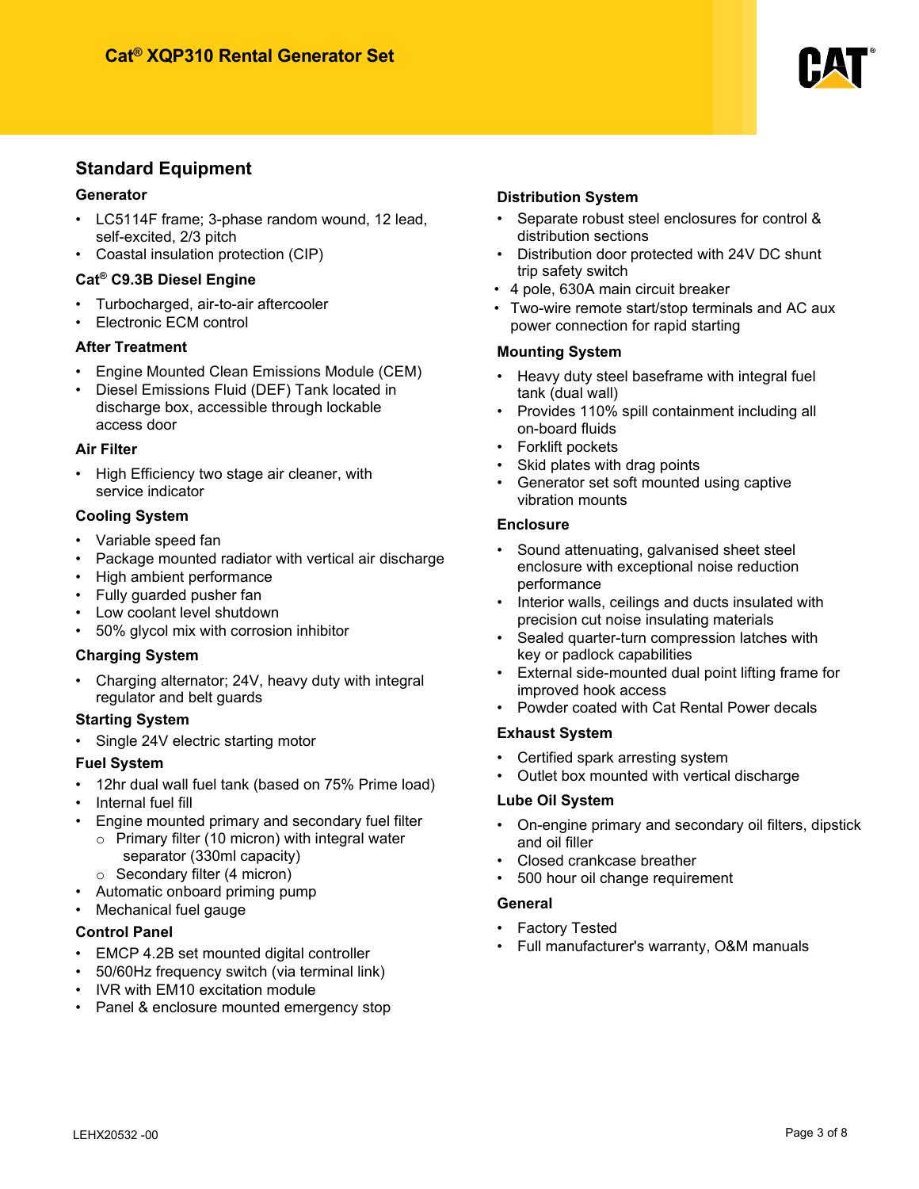## Standard Equipment

### Generator

- LC5114F frame; 3-phase random wound, 12 lead, self-excited, 2/3 pitch
- Coastal insulation protection (CIP)

### Cat® C9.3B Diesel Engine

- Turbocharged, air-to-air aftercooler
- Electronic ECM control

### After Treatment

- Engine Mounted Clean Emissions Module (CEM)
- Diesel Emissions Fluid (DEF) Tank located in discharge box, accessible through lockable access door

### Air Filter

- High Efficiency two stage air cleaner, with service indicator

### Cooling System

- Variable speed fan
- Package mounted radiator with vertical air discharge
- High ambient performance
- Fully guarded pusher fan
- Low coolant level shutdown
- 50% glycol mix with corrosion inhibitor

### Charging System

- Charging alternator; 24V, heavy duty with integral regulator and belt guards

### Starting System

- Single 24V electric starting motor

### Fuel System

- 12hr dual wall fuel tank (based on 75% Prime load)
- Internal fuel fill
- Engine mounted primary and secondary fuel filter
  - Primary filter (10 micron) with integral water separator (330ml capacity)
  - Secondary filter (4 micron)
- Automatic onboard priming pump
- Mechanical fuel gauge

### Control Panel

- EMCP 4.2B set mounted digital controller
- 50/60Hz frequency switch (via terminal link)
- IVR with EM10 excitation module
- Panel & enclosure mounted emergency stop

### Distribution System

- Separate robust steel enclosures for control & distribution sections
- Distribution door protected with 24V DC shunt trip safety switch
- 4 pole, 630A main circuit breaker
- Two-wire remote start/stop terminals and AC aux power connection for rapid starting

### Mounting System

- Heavy duty steel baseframe with integral fuel tank (dual wall)
- Provides 110% spill containment including all on-board fluids
- Forklift pockets
- Skid plates with drag points
- Generator set soft mounted using captive vibration mounts

### Enclosure

- Sound attenuating, galvanised sheet steel enclosure with exceptional noise reduction performance
- Interior walls, ceilings and ducts insulated with precision cut noise insulating materials
- Sealed quarter-turn compression latches with key or padlock capabilities
- External side-mounted dual point lifting frame for improved hook access
- Powder coated with Cat Rental Power decals

### Exhaust System

- Certified spark arresting system
- Outlet box mounted with vertical discharge

### Lube Oil System

- On-engine primary and secondary oil filters, dipstick and oil filler
- Closed crankcase breather
- 500 hour oil change requirement

### General

- Factory Tested
- Full manufacturer's warranty, O&M manuals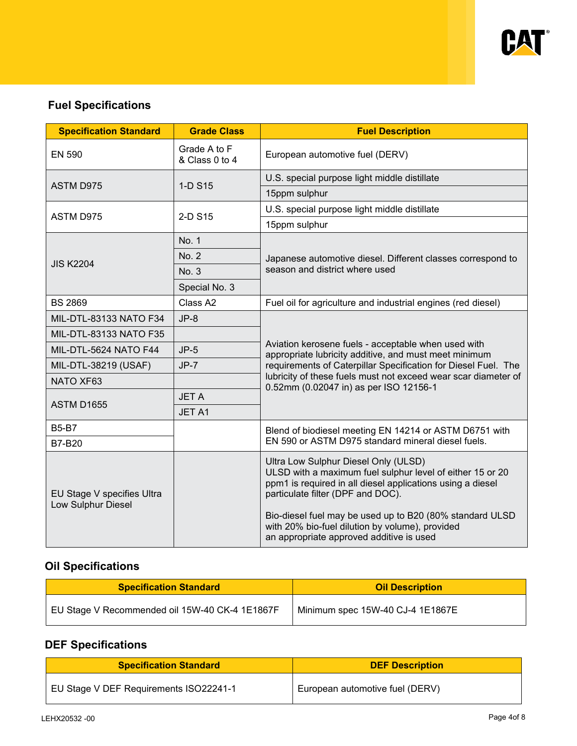## Fuel Specifications

| Specification Standard | Grade Class | Fuel Description |
|---|---|---|
| EN 590 | Grade A to F & Class 0 to 4 | European automotive fuel (DERV) |
| ASTM D975 | 1-D S15 | U.S. special purpose light middle distillate |
| | | 15ppm sulphur |
| ASTM D975 | 2-D S15 | U.S. special purpose light middle distillate |
| | | 15ppm sulphur |
| JIS K2204 | No. 1 | Japanese automotive diesel. Different classes correspond to season and district where used |
| | No. 2 | |
| | No. 3 | |
| | Special No. 3 | |
| BS 2869 | Class A2 | Fuel oil for agriculture and industrial engines (red diesel) |
| MIL-DTL-83133 NATO F34 | JP-8 | Aviation kerosene fuels - acceptable when used with appropriate lubricity additive, and must meet minimum requirements of Caterpillar Specification for Diesel Fuel. The lubricity of these fuels must not exceed wear scar diameter of 0.52mm (0.02047 in) as per ISO 12156-1 |
| MIL-DTL-83133 NATO F35 | | |
| MIL-DTL-5624 NATO F44 | JP-5 | |
| MIL-DTL-38219 (USAF) | JP-7 | |
| NATO XF63 | | |
| ASTM D1655 | JET A | |
| | JET A1 | |
| B5-B7 | | Blend of biodiesel meeting EN 14214 or ASTM D6751 with EN 590 or ASTM D975 standard mineral diesel fuels. |
| B7-B20 | | |
| EU Stage V specifies Ultra Low Sulphur Diesel | | Ultra Low Sulphur Diesel Only (ULSD) ULSD with a maximum fuel sulphur level of either 15 or 20 ppm1 is required in all diesel applications using a diesel particulate filter (DPF and DOC). Bio-diesel fuel may be used up to B20 (80% standard ULSD with 20% bio-fuel dilution by volume), provided an appropriate approved additive is used |

## Oil Specifications

| Specification Standard | Oil Description |
|---|---|
| EU Stage V Recommended oil 15W-40 CK-4 1E1867F | Minimum spec 15W-40 CJ-4 1E1867E |

## DEF Specifications

| Specification Standard | DEF Description |
|---|---|
| EU Stage V DEF Requirements ISO22241-1 | European automotive fuel (DERV) |

LEHX20532 -00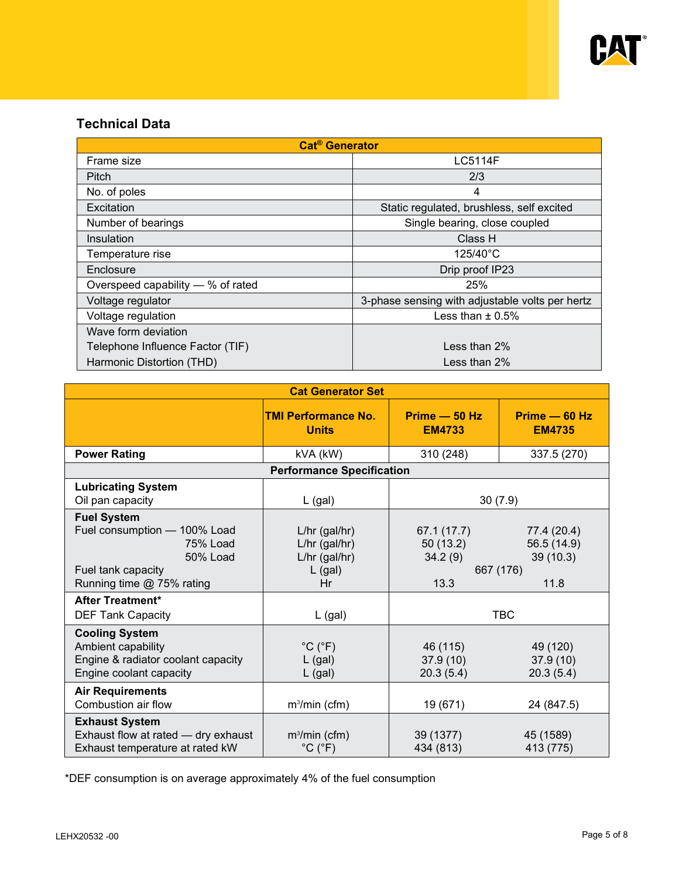## Technical Data

| Cat® Generator | |
|---|---|
| Frame size | LC5114F |
| Pitch | 2/3 |
| No. of poles | 4 |
| Excitation | Static regulated, brushless, self excited |
| Number of bearings | Single bearing, close coupled |
| Insulation | Class H |
| Temperature rise | 125/40°C |
| Enclosure | Drip proof IP23 |
| Overspeed capability — % of rated | 25% |
| Voltage regulator | 3-phase sensing with adjustable volts per hertz |
| Voltage regulation | Less than ± 0.5% |
| Wave form deviation<br>Telephone Influence Factor (TIF)<br>Harmonic Distortion (THD) | <br>Less than 2%<br>Less than 2% |

| Cat Generator Set | | | |
|---|---|---|---|
| | **TMI Performance No. Units** | **Prime — 50 Hz EM4733** | **Prime — 60 Hz EM4735** |
| **Power Rating** | kVA (kW) | 310 (248) | 337.5 (270) |
| **Performance Specification** | | | |
| **Lubricating System**<br>Oil pan capacity | <br>L (gal) | <br>30 (7.9) | |
| **Fuel System**<br>Fuel consumption — 100% Load<br>75% Load<br>50% Load<br>Fuel tank capacity<br>Running time @ 75% rating | <br>L/hr (gal/hr)<br>L/hr (gal/hr)<br>L/hr (gal/hr)<br>L (gal)<br>Hr | <br>67.1 (17.7)<br>50 (13.2)<br>34.2 (9)<br>667 (176)<br>13.3 | <br>77.4 (20.4)<br>56.5 (14.9)<br>39 (10.3)<br><br>11.8 |
| **After Treatment***<br>DEF Tank Capacity | <br>L (gal) | <br>TBC | |
| **Cooling System**<br>Ambient capability<br>Engine & radiator coolant capacity<br>Engine coolant capacity | <br>°C (°F)<br>L (gal)<br>L (gal) | <br>46 (115)<br>37.9 (10)<br>20.3 (5.4) | <br>49 (120)<br>37.9 (10)<br>20.3 (5.4) |
| **Air Requirements**<br>Combustion air flow | <br>$m^3$/min (cfm) | <br>19 (671) | <br>24 (847.5) |
| **Exhaust System**<br>Exhaust flow at rated — dry exhaust<br>Exhaust temperature at rated kW | <br>$m^3$/min (cfm)<br>°C (°F) | <br>39 (1377)<br>434 (813) | <br>45 (1589)<br>413 (775) |

*DEF consumption is on average approximately 4% of the fuel consumption

LEHX20532 -00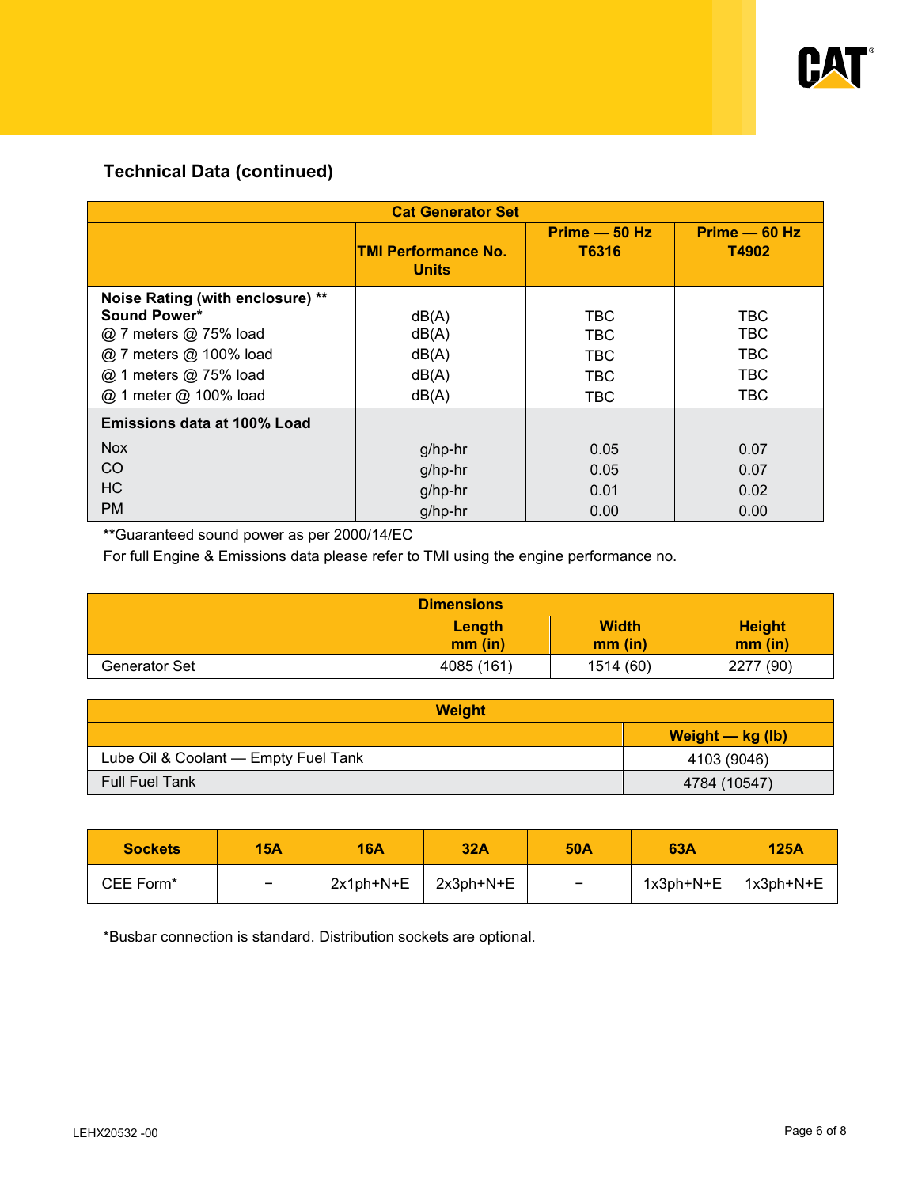## Technical Data (continued)

| Cat Generator Set | | | |
|---|---|---|---|
| | **TMI Performance No.**<br>**Units** | **Prime — 50 Hz**<br>**T6316** | **Prime — 60 Hz**<br>**T4902** |
| **Noise Rating (with enclosure) \*\*** | | | |
| **Sound Power*** | dB(A) | TBC | TBC |
| @ 7 meters @ 75% load | dB(A) | TBC | TBC |
| @ 7 meters @ 100% load | dB(A) | TBC | TBC |
| @ 1 meters @ 75% load | dB(A) | TBC | TBC |
| @ 1 meter @ 100% load | dB(A) | TBC | TBC |
| **Emissions data at 100% Load** | | | |
| Nox | g/hp-hr | 0.05 | 0.07 |
| CO | g/hp-hr | 0.05 | 0.07 |
| HC | g/hp-hr | 0.01 | 0.02 |
| PM | g/hp-hr | 0.00 | 0.00 |

**Guaranteed sound power as per 2000/14/EC

For full Engine & Emissions data please refer to TMI using the engine performance no.

| Dimensions | | | |
|---|---|---|---|
| | **Length**<br>**mm (in)** | **Width**<br>**mm (in)** | **Height**<br>**mm (in)** |
| Generator Set | 4085 (161) | 1514 (60) | 2277 (90) |

| Weight | |
|---|---|
| | **Weight — kg (lb)** |
| Lube Oil & Coolant — Empty Fuel Tank | 4103 (9046) |
| Full Fuel Tank | 4784 (10547) |

| **Sockets** | **15A** | **16A** | **32A** | **50A** | **63A** | **125A** |
|---|---|---|---|---|---|---|
| CEE Form* | – | 2x1ph+N+E | 2x3ph+N+E | – | 1x3ph+N+E | 1x3ph+N+E |

*Busbar connection is standard. Distribution sockets are optional.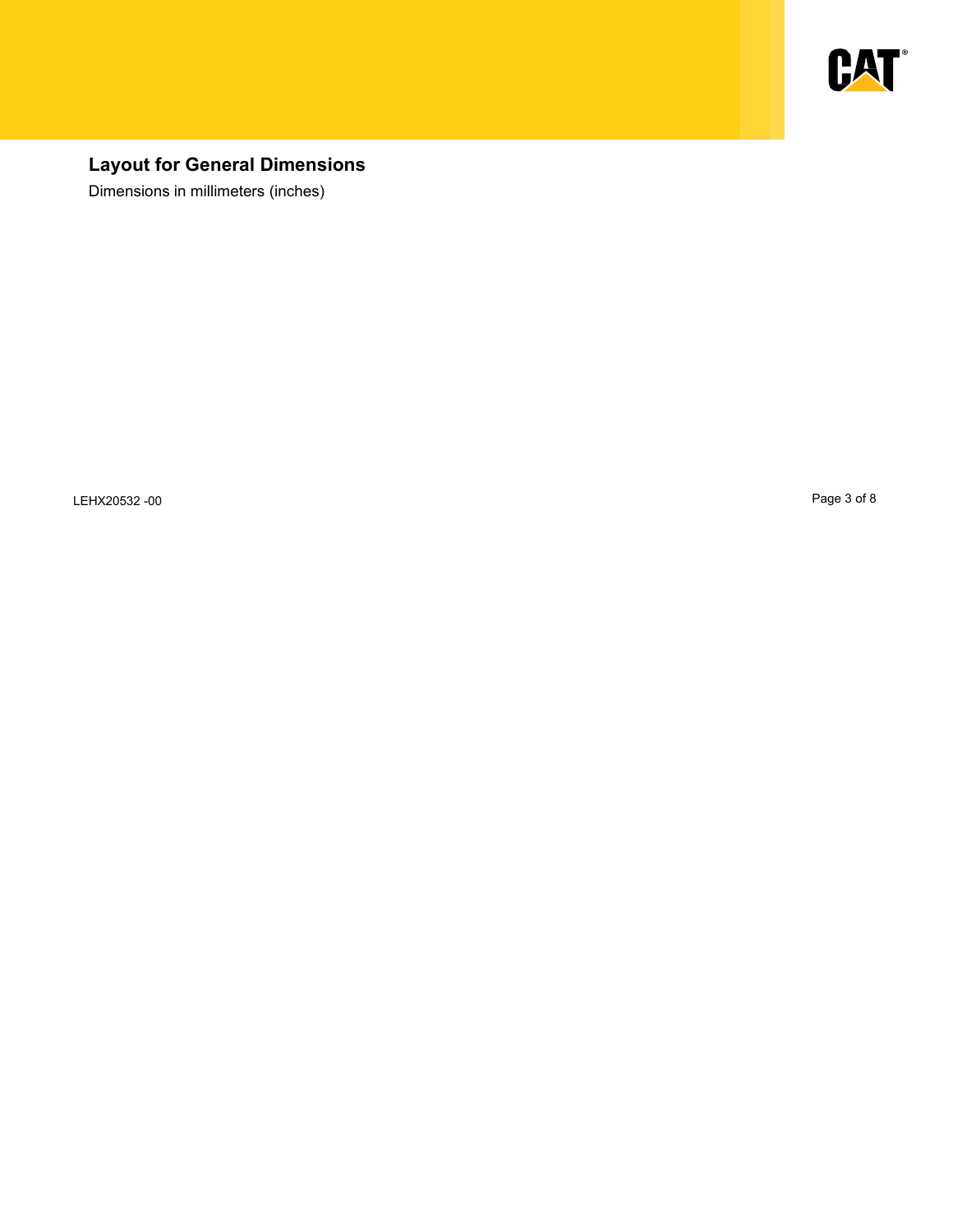## Layout for General Dimensions

Dimensions in millimeters (inches)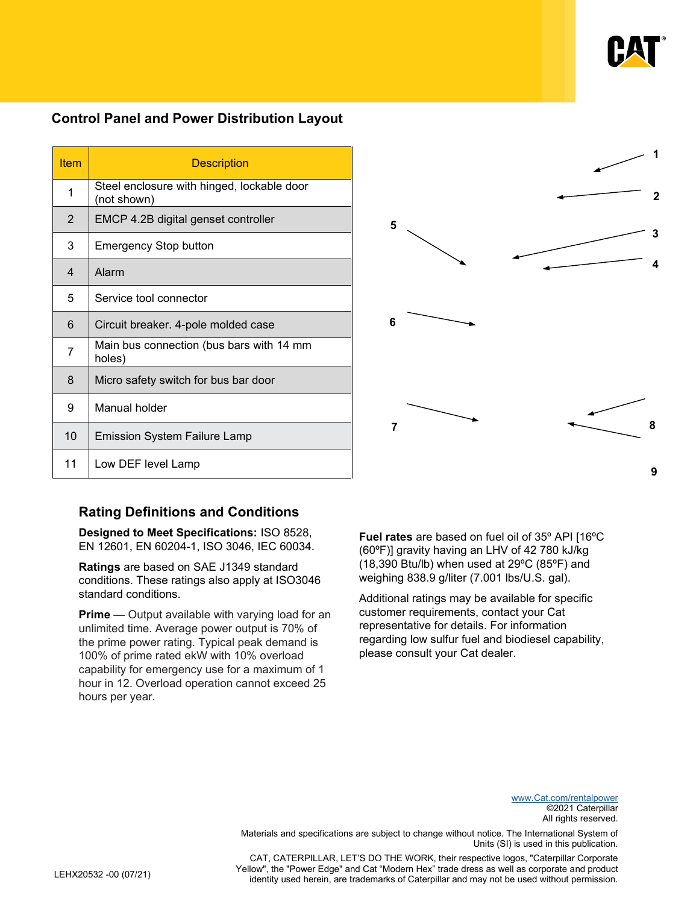## Control Panel and Power Distribution Layout

| Item | Description |
|---|---|
| 1 | Steel enclosure with hinged, lockable door (not shown) |
| 2 | EMCP 4.2B digital genset controller |
| 3 | Emergency Stop button |
| 4 | Alarm |
| 5 | Service tool connector |
| 6 | Circuit breaker. 4-pole molded case |
| 7 | Main bus connection (bus bars with 14 mm holes) |
| 8 | Micro safety switch for bus bar door |
| 9 | Manual holder |
| 10 | Emission System Failure Lamp |
| 11 | Low DEF level Lamp |

1
2
5
3
4
6
7
8
9

## Rating Definitions and Conditions

**Designed to Meet Specifications:** ISO 8528, EN 12601, EN 60204-1, ISO 3046, IEC 60034.

**Ratings** are based on SAE J1349 standard conditions. These ratings also apply at ISO3046 standard conditions.

**Prime** — Output available with varying load for an unlimited time. Average power output is 70% of the prime power rating. Typical peak demand is 100% of prime rated ekW with 10% overload capability for emergency use for a maximum of 1 hour in 12. Overload operation cannot exceed 25 hours per year.

**Fuel rates** are based on fuel oil of 35º API [16ºC (60ºF)] gravity having an LHV of 42 780 kJ/kg (18,390 Btu/lb) when used at 29ºC (85ºF) and weighing 838.9 g/liter (7.001 lbs/U.S. gal).

Additional ratings may be available for specific customer requirements, contact your Cat representative for details. For information regarding low sulfur fuel and biodiesel capability, please consult your Cat dealer.

www.Cat.com/rentalpower
©2021 Caterpillar
All rights reserved.

Materials and specifications are subject to change without notice. The International System of Units (SI) is used in this publication.

CAT, CATERPILLAR, LET'S DO THE WORK, their respective logos, "Caterpillar Corporate Yellow", the "Power Edge" and Cat "Modern Hex" trade dress as well as corporate and product identity used herein, are trademarks of Caterpillar and may not be used without permission.

LEHX20532 -00 (07/21)